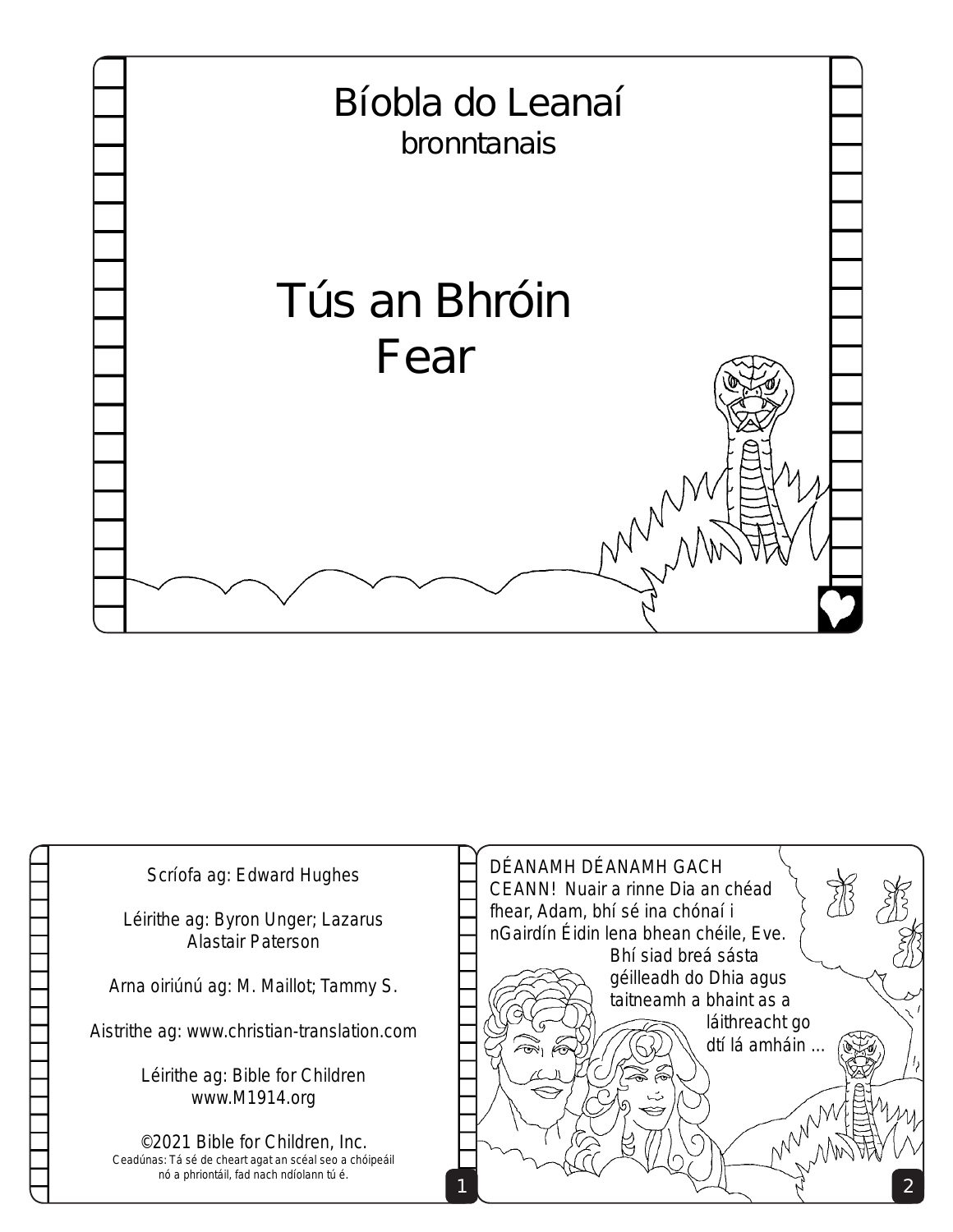# Bíobla do Leanaí

bronntanais

# Tús an Bhróin Fear

Scríofa ag: Edward Hughes

Léirithe ag: Byron Unger; Lazarus Alastair Paterson

Arna oiriúnú ag: M. Maillot; Tammy S.

Aistrithe ag: www.christian-translation.com

Léirithe ag: Bible for Children www.M1914.org

©2021 Bible for Children, Inc.

Ceadúnas: Tá sé de cheart agat an scéal seo a chóipeáil nó a phriontáil, fad nach ndíolann tú é.

DÉANAMH DÉANAMH GACH CEANN! Nuair a rinne Dia an chéad fhear, Adam, bhí sé ina chónaí i nGairdín Éidin lena bhean chéile, Eve. Bhí siad breá sásta géilleadh do Dhia agus taitneamh a bhaint as a láithreacht go dtí lá amháin ...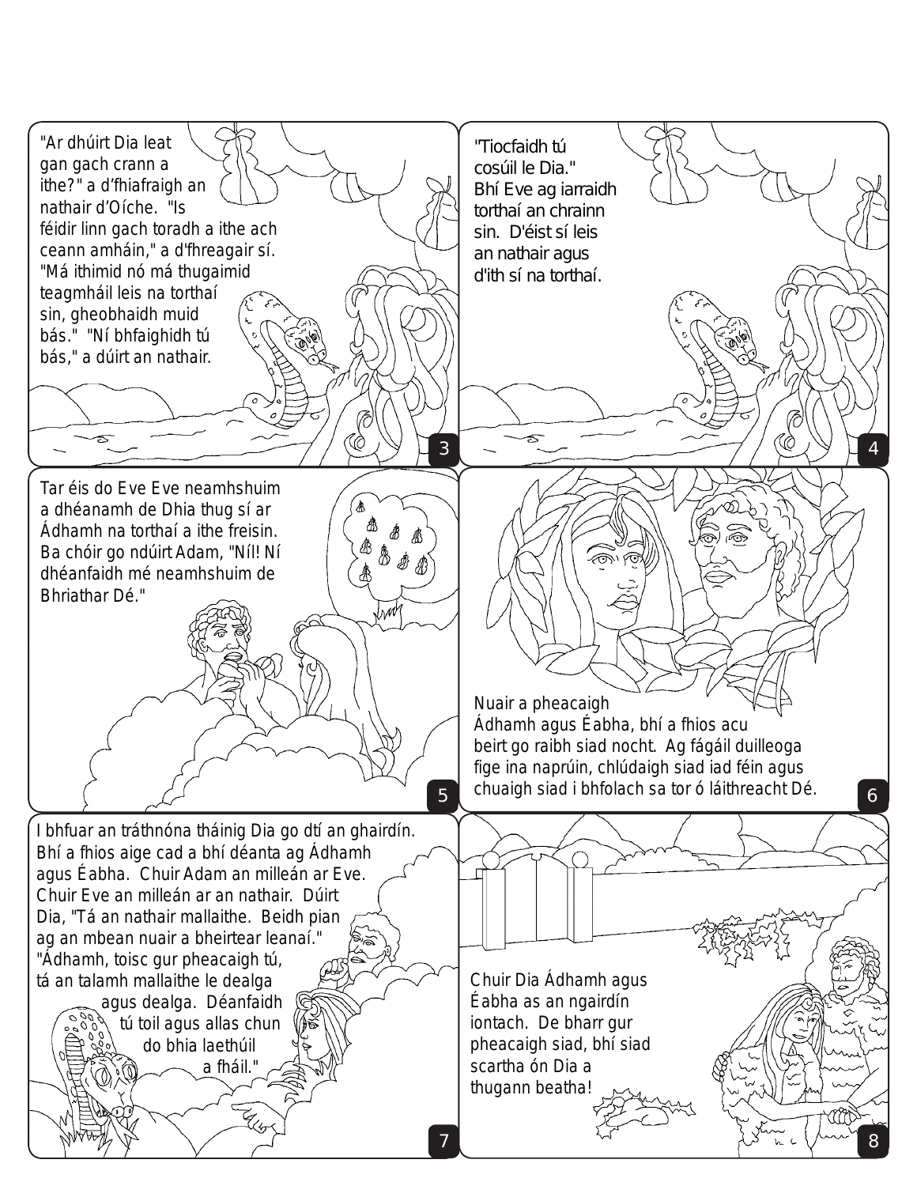"Ar dhúirt Dia leat gan gach crann a ithe?" a d'fhiafraigh an nathair d'Oíche. "Is féidir linn gach toradh a ithe ach ceann amháin," a d'fhreagair sí. "Má ithimid nó má thugaimid teagmháil leis na torthaí sin, gheobhaidh muid bás." "Ní bhfaighidh tú bás," a dúirt an nathair.

"Tiocfaidh tú cosúil le Dia." Bhí Eve ag iarraidh torthaí an chrainn sin. D'éist sí leis an nathair agus d'ith sí na torthaí.

Tar éis do Eve Eve neamhshuim a dhéanamh de Dhia thug sí ar Ádhamh na torthaí a ithe freisin. Ba chóir go ndúirt Adam, "Níl! Ní dhéanfaidh mé neamhshuim de Bhriathar Dé."

Nuair a pheacaigh Ádhamh agus Éabha, bhí a fhios acu beirt go raibh siad nocht. Ag fágáil duilleoga fige ina naprúin, chlúdaigh siad iad féin agus chuaigh siad i bhfolach sa tor ó láithreacht Dé.

I bhfuar an tráthnóna tháinig Dia go dtí an ghairdín. Bhí a fhios aige cad a bhí déanta ag Ádhamh agus Éabha. Chuir Adam an milleán ar Eve. Chuir Eve an milleán ar an nathair. Dúirt Dia, "Tá an nathair mallaithe. Beidh pian ag an mbean nuair a bheirtear leanaí." "Ádhamh, toisc gur pheacaigh tú, tá an talamh mallaithe le dealga agus dealga. Déanfaidh tú toil agus allas chun do bhia laethúil a fháil."

Chuir Dia Ádhamh agus Éabha as an ngairdín iontach. De bharr gur pheacaigh siad, bhí siad scartha ón Dia a thugann beatha!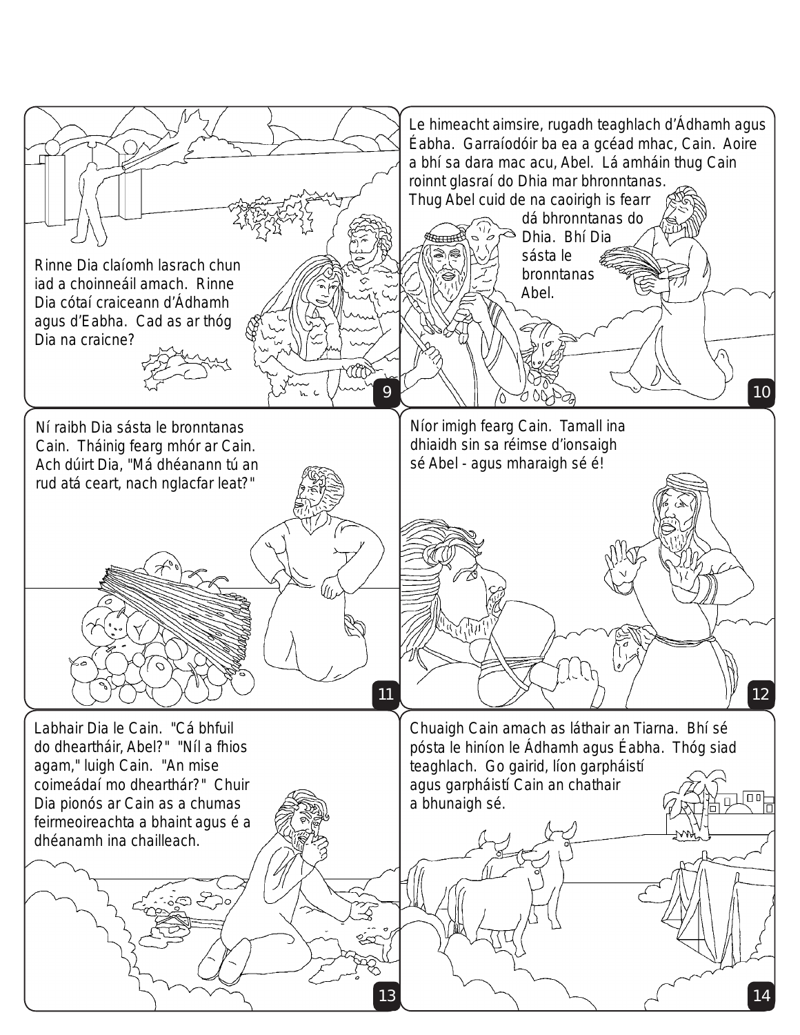Rinne Dia claíomh lasrach chun iad a choinneáil amach. Rinne Dia cótaí craiceann d'Ádhamh agus d'Eabha. Cad as ar thóg Dia na craicne?

Le himeacht aimsire, rugadh teaghlach d'Ádhamh agus Éabha. Garraíodóir ba ea a gcéad mhac, Cain. Aoire a bhí sa dara mac acu, Abel. Lá amháin thug Cain roinnt glasraí do Dhia mar bhronntanas. Thug Abel cuid de na caoirigh is fearr dá bhronntanas do Dhia. Bhí Dia sásta le bronntanas Abel.

Ní raibh Dia sásta le bronntanas Cain. Tháinig fearg mhór ar Cain. Ach dúirt Dia, "Má dhéanann tú an rud atá ceart, nach nglacfar leat?"

Níor imigh fearg Cain. Tamall ina dhiaidh sin sa réimse d'ionsaigh sé Abel - agus mharaigh sé é!

Labhair Dia le Cain. "Cá bhfuil do dheartháir, Abel?" "Níl a fhios agam," luigh Cain. "An mise coimeádaí mo dhearthár?" Chuir Dia pionós ar Cain as a chumas feirmeoireachta a bhaint agus é a dhéanamh ina chailleach.

Chuaigh Cain amach as láthair an Tiarna. Bhí sé pósta le hiníon le Ádhamh agus Éabha. Thóg siad teaghlach. Go gairid, líon garpháistí agus garpháistí Cain an chathair a bhunaigh sé.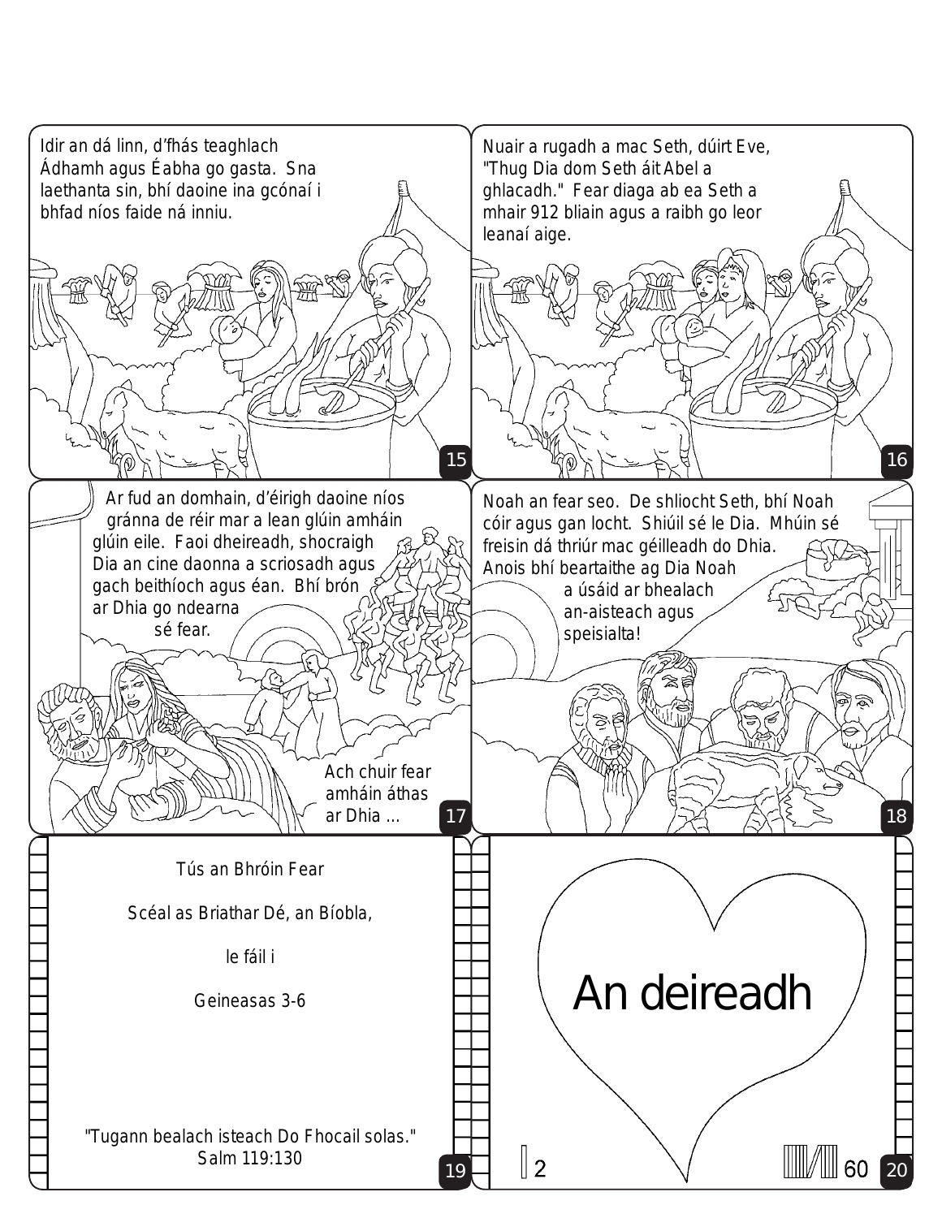Idir an dá linn, d'fhás teaghlach Ádhamh agus Éabha go gasta. Sna laethanta sin, bhí daoine ina gcónaí i bhfad níos faide ná inniu.

Nuair a rugadh a mac Seth, dúirt Eve, "Thug Dia dom Seth áit Abel a ghlacadh." Fear diaga ab ea Seth a mhair 912 bliain agus a raibh go leor leanaí aige.

Ar fud an domhain, d'éirigh daoine níos gránna de réir mar a lean glúin amháin glúin eile. Faoi dheireadh, shocraigh Dia an cine daonna a scriosadh agus gach beithíoch agus éan. Bhí brón ar Dhia go ndearna sé fear.

Ach chuir fear amháin áthas ar Dhia ...

Noah an fear seo. De shliocht Seth, bhí Noah cóir agus gan locht. Shiúil sé le Dia. Mhúin sé freisin dá thriúr mac géilleadh do Dhia. Anois bhí beartaithe ag Dia Noah a úsáid ar bhealach an-aisteach agus speisialta!

Tús an Bhróin Fear

Scéal as Briathar Dé, an Bíobla,

le fáil i

Geineasas 3-6

"Tugann bealach isteach Do Fhocail solas."
Salm 119:130

An deireadh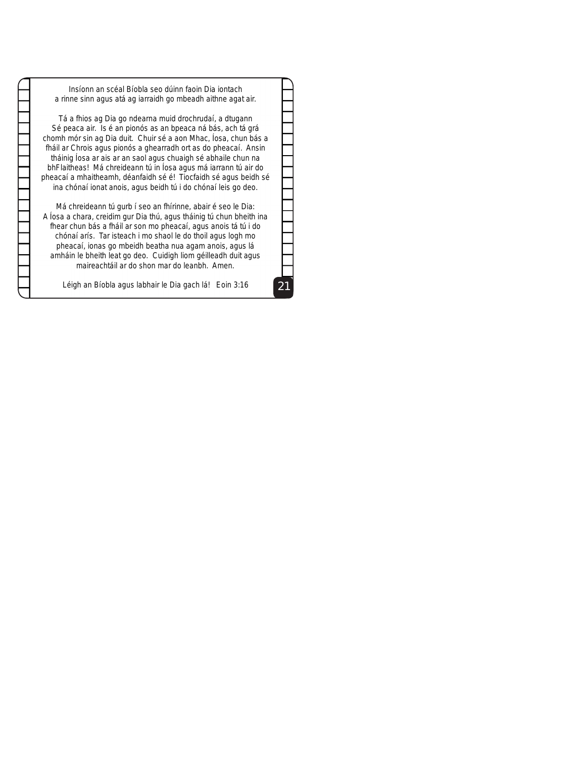Insíonn an scéal Bíobla seo dúinn faoin Dia iontach
a rinne sinn agus atá ag iarraidh go mbeadh aithne agat air.

Tá a fhios ag Dia go ndearna muid drochrudaí, a dtugann
Sé peaca air. Is é an pionós as an bpeaca ná bás, ach tá grá
chomh mór sin ag Dia duit. Chuir sé a aon Mhac, Íosa, chun bás a
fháil ar Chrois agus pionós a ghearradh ort as do pheacaí. Ansin
tháinig Íosa ar ais ar an saol agus chuaigh sé abhaile chun na
bhFlaitheas! Má chreideann tú in Íosa agus má iarrann tú air do
pheacaí a mhaitheamh, déanfaidh sé é! Tiocfaidh sé agus beidh sé
ina chónaí ionat anois, agus beidh tú i do chónaí leis go deo.

Má chreideann tú gurb í seo an fhírinne, abair é seo le Dia:
A Íosa a chara, creidim gur Dia thú, agus tháinig tú chun bheith ina
fhear chun bás a fháil ar son mo pheacaí, agus anois tá tú i do
chónaí arís. Tar isteach i mo shaol le do thoil agus logh mo
pheacaí, ionas go mbeidh beatha nua agam anois, agus lá
amháin le bheith leat go deo. Cuidigh liom géilleadh duit agus
maireachtáil ar do shon mar do leanbh. Amen.

Léigh an Bíobla agus labhair le Dia gach lá! Eoin 3:16